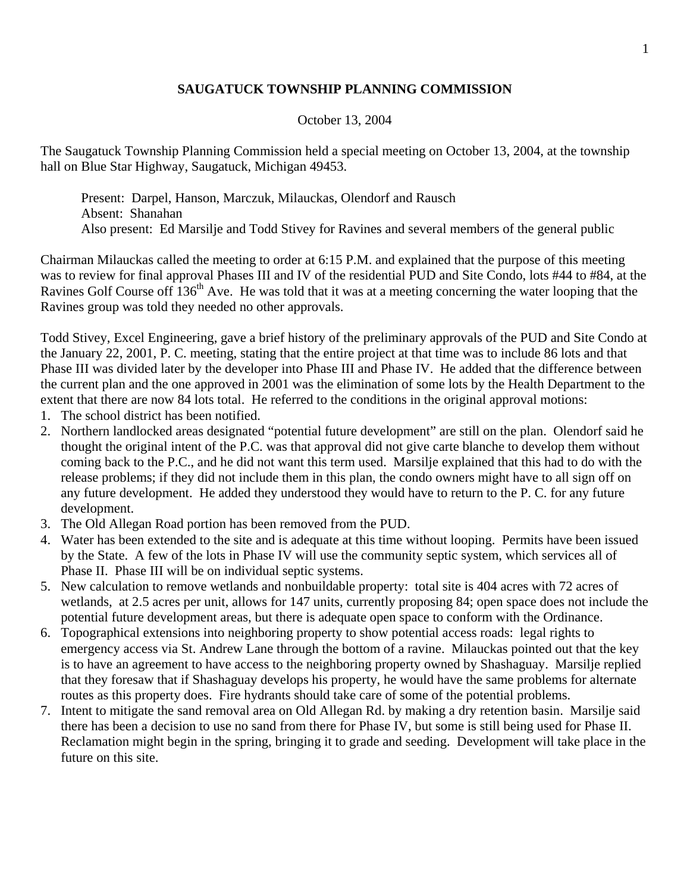**SAUGATUCK TOWNSHIP PLANNING COMMISSION**

October 13, 2004

The Saugatuck Township Planning Commission held a special meeting on October 13, 2004, at the township hall on Blue Star Highway, Saugatuck, Michigan 49453.

Present: Darpel, Hanson, Marczuk, Milauckas, Olendorf and Rausch
Absent: Shanahan
Also present: Ed Marsilje and Todd Stivey for Ravines and several members of the general public

Chairman Milauckas called the meeting to order at 6:15 P.M. and explained that the purpose of this meeting was to review for final approval Phases III and IV of the residential PUD and Site Condo, lots #44 to #84, at the Ravines Golf Course off 136th Ave. He was told that it was at a meeting concerning the water looping that the Ravines group was told they needed no other approvals.

Todd Stivey, Excel Engineering, gave a brief history of the preliminary approvals of the PUD and Site Condo at the January 22, 2001, P. C. meeting, stating that the entire project at that time was to include 86 lots and that Phase III was divided later by the developer into Phase III and Phase IV. He added that the difference between the current plan and the one approved in 2001 was the elimination of some lots by the Health Department to the extent that there are now 84 lots total. He referred to the conditions in the original approval motions:

1. The school district has been notified.
2. Northern landlocked areas designated "potential future development" are still on the plan. Olendorf said he thought the original intent of the P.C. was that approval did not give carte blanche to develop them without coming back to the P.C., and he did not want this term used. Marsilje explained that this had to do with the release problems; if they did not include them in this plan, the condo owners might have to all sign off on any future development. He added they understood they would have to return to the P. C. for any future development.
3. The Old Allegan Road portion has been removed from the PUD.
4. Water has been extended to the site and is adequate at this time without looping. Permits have been issued by the State. A few of the lots in Phase IV will use the community septic system, which services all of Phase II. Phase III will be on individual septic systems.
5. New calculation to remove wetlands and nonbuildable property: total site is 404 acres with 72 acres of wetlands, at 2.5 acres per unit, allows for 147 units, currently proposing 84; open space does not include the potential future development areas, but there is adequate open space to conform with the Ordinance.
6. Topographical extensions into neighboring property to show potential access roads: legal rights to emergency access via St. Andrew Lane through the bottom of a ravine. Milauckas pointed out that the key is to have an agreement to have access to the neighboring property owned by Shashaguay. Marsilje replied that they foresaw that if Shashaguay develops his property, he would have the same problems for alternate routes as this property does. Fire hydrants should take care of some of the potential problems.
7. Intent to mitigate the sand removal area on Old Allegan Rd. by making a dry retention basin. Marsilje said there has been a decision to use no sand from there for Phase IV, but some is still being used for Phase II. Reclamation might begin in the spring, bringing it to grade and seeding. Development will take place in the future on this site.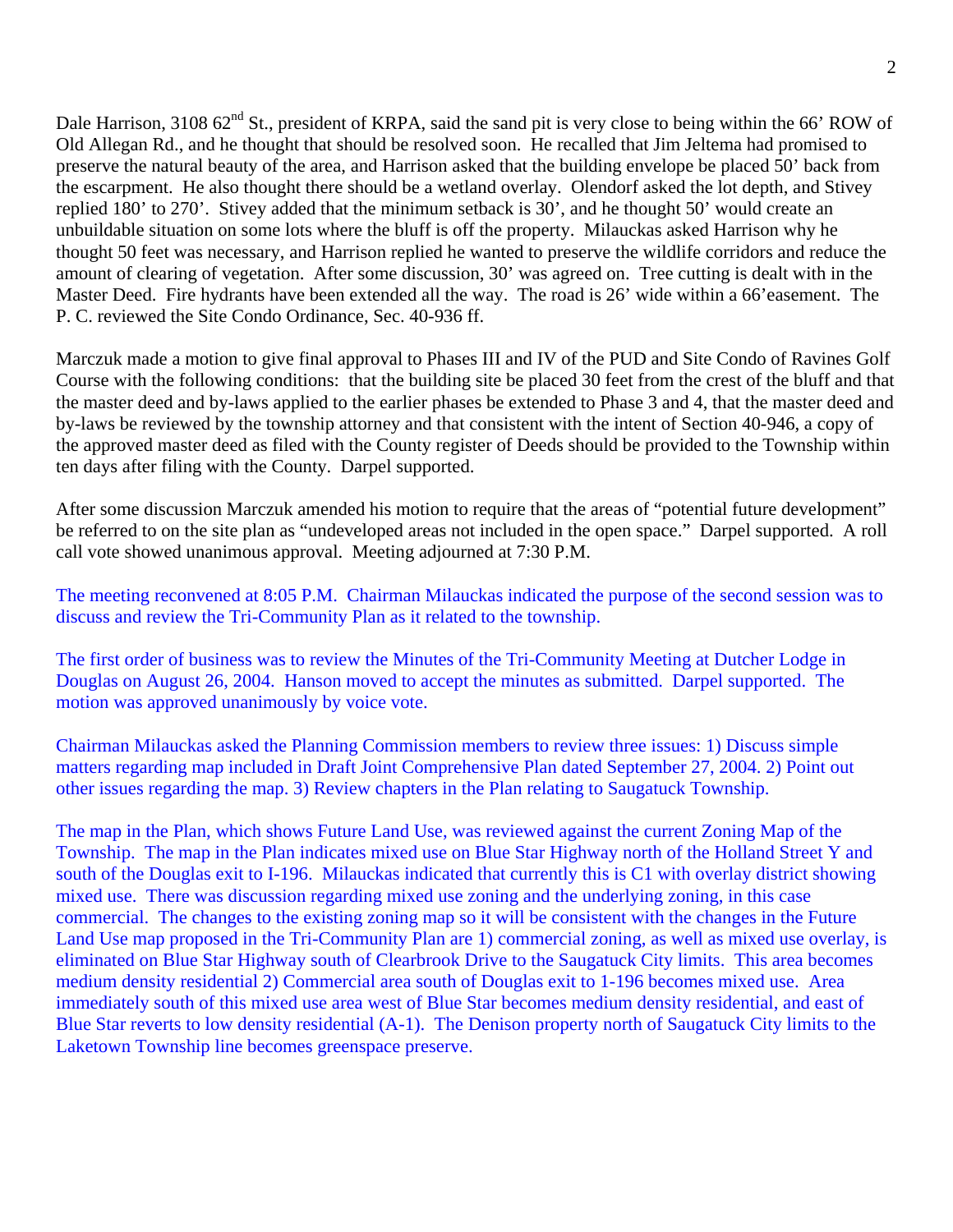Dale Harrison, 3108 62nd St., president of KRPA, said the sand pit is very close to being within the 66' ROW of Old Allegan Rd., and he thought that should be resolved soon. He recalled that Jim Jeltema had promised to preserve the natural beauty of the area, and Harrison asked that the building envelope be placed 50' back from the escarpment. He also thought there should be a wetland overlay. Olendorf asked the lot depth, and Stivey replied 180' to 270'. Stivey added that the minimum setback is 30', and he thought 50' would create an unbuildable situation on some lots where the bluff is off the property. Milauckas asked Harrison why he thought 50 feet was necessary, and Harrison replied he wanted to preserve the wildlife corridors and reduce the amount of clearing of vegetation. After some discussion, 30' was agreed on. Tree cutting is dealt with in the Master Deed. Fire hydrants have been extended all the way. The road is 26' wide within a 66'easement. The P. C. reviewed the Site Condo Ordinance, Sec. 40-936 ff.

Marczuk made a motion to give final approval to Phases III and IV of the PUD and Site Condo of Ravines Golf Course with the following conditions: that the building site be placed 30 feet from the crest of the bluff and that the master deed and by-laws applied to the earlier phases be extended to Phase 3 and 4, that the master deed and by-laws be reviewed by the township attorney and that consistent with the intent of Section 40-946, a copy of the approved master deed as filed with the County register of Deeds should be provided to the Township within ten days after filing with the County. Darpel supported.

After some discussion Marczuk amended his motion to require that the areas of "potential future development" be referred to on the site plan as "undeveloped areas not included in the open space." Darpel supported. A roll call vote showed unanimous approval. Meeting adjourned at 7:30 P.M.

The meeting reconvened at 8:05 P.M. Chairman Milauckas indicated the purpose of the second session was to discuss and review the Tri-Community Plan as it related to the township.

The first order of business was to review the Minutes of the Tri-Community Meeting at Dutcher Lodge in Douglas on August 26, 2004. Hanson moved to accept the minutes as submitted. Darpel supported. The motion was approved unanimously by voice vote.

Chairman Milauckas asked the Planning Commission members to review three issues: 1) Discuss simple matters regarding map included in Draft Joint Comprehensive Plan dated September 27, 2004. 2) Point out other issues regarding the map. 3) Review chapters in the Plan relating to Saugatuck Township.

The map in the Plan, which shows Future Land Use, was reviewed against the current Zoning Map of the Township. The map in the Plan indicates mixed use on Blue Star Highway north of the Holland Street Y and south of the Douglas exit to I-196. Milauckas indicated that currently this is C1 with overlay district showing mixed use. There was discussion regarding mixed use zoning and the underlying zoning, in this case commercial. The changes to the existing zoning map so it will be consistent with the changes in the Future Land Use map proposed in the Tri-Community Plan are 1) commercial zoning, as well as mixed use overlay, is eliminated on Blue Star Highway south of Clearbrook Drive to the Saugatuck City limits. This area becomes medium density residential 2) Commercial area south of Douglas exit to 1-196 becomes mixed use. Area immediately south of this mixed use area west of Blue Star becomes medium density residential, and east of Blue Star reverts to low density residential (A-1). The Denison property north of Saugatuck City limits to the Laketown Township line becomes greenspace preserve.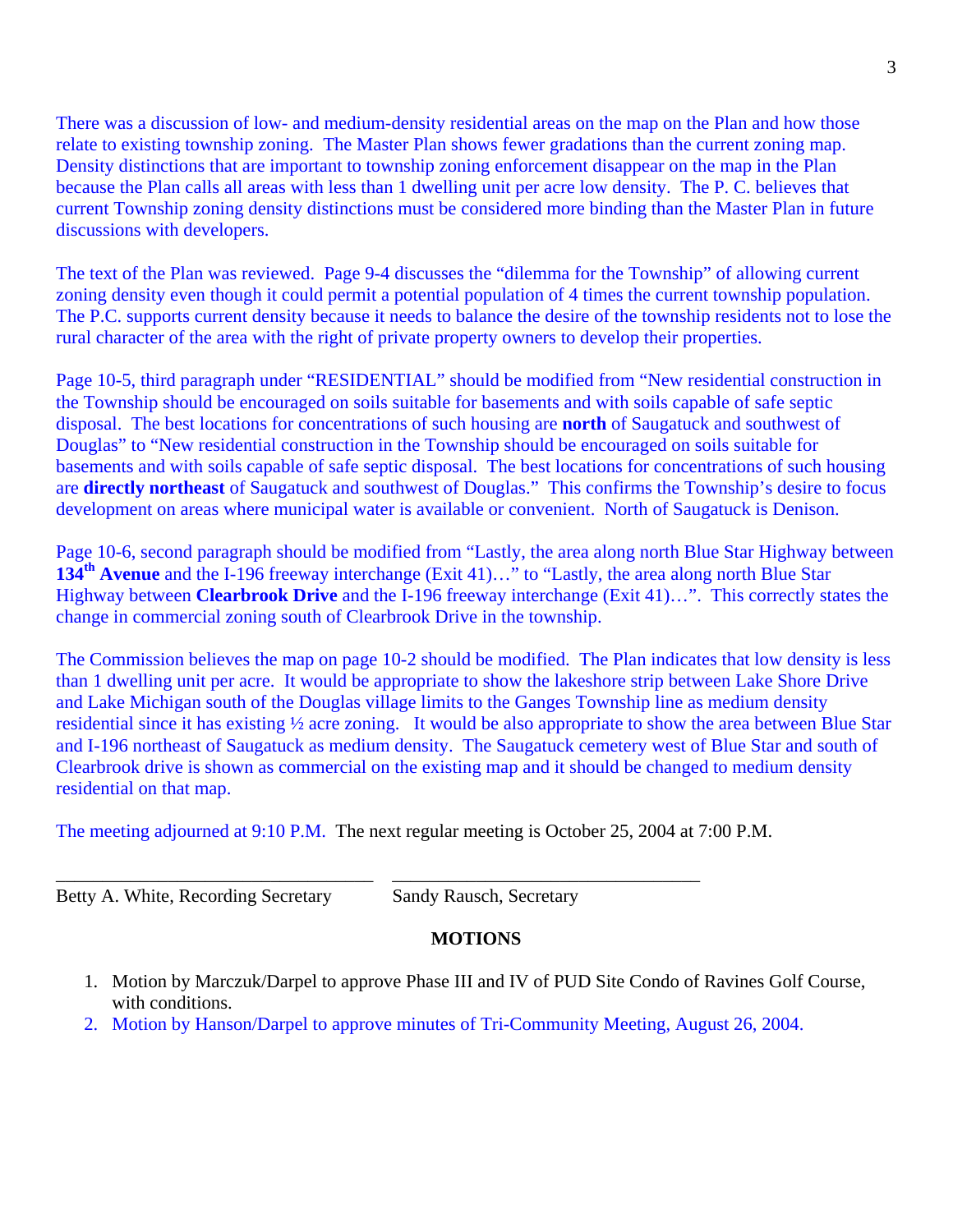There was a discussion of low- and medium-density residential areas on the map on the Plan and how those relate to existing township zoning. The Master Plan shows fewer gradations than the current zoning map. Density distinctions that are important to township zoning enforcement disappear on the map in the Plan because the Plan calls all areas with less than 1 dwelling unit per acre low density. The P. C. believes that current Township zoning density distinctions must be considered more binding than the Master Plan in future discussions with developers.

The text of the Plan was reviewed. Page 9-4 discusses the "dilemma for the Township" of allowing current zoning density even though it could permit a potential population of 4 times the current township population. The P.C. supports current density because it needs to balance the desire of the township residents not to lose the rural character of the area with the right of private property owners to develop their properties.

Page 10-5, third paragraph under "RESIDENTIAL" should be modified from "New residential construction in the Township should be encouraged on soils suitable for basements and with soils capable of safe septic disposal. The best locations for concentrations of such housing are **north** of Saugatuck and southwest of Douglas" to "New residential construction in the Township should be encouraged on soils suitable for basements and with soils capable of safe septic disposal. The best locations for concentrations of such housing are **directly northeast** of Saugatuck and southwest of Douglas." This confirms the Township's desire to focus development on areas where municipal water is available or convenient. North of Saugatuck is Denison.

Page 10-6, second paragraph should be modified from "Lastly, the area along north Blue Star Highway between **134th Avenue** and the I-196 freeway interchange (Exit 41)…" to "Lastly, the area along north Blue Star Highway between **Clearbrook Drive** and the I-196 freeway interchange (Exit 41)…". This correctly states the change in commercial zoning south of Clearbrook Drive in the township.

The Commission believes the map on page 10-2 should be modified. The Plan indicates that low density is less than 1 dwelling unit per acre. It would be appropriate to show the lakeshore strip between Lake Shore Drive and Lake Michigan south of the Douglas village limits to the Ganges Township line as medium density residential since it has existing ½ acre zoning. It would be also appropriate to show the area between Blue Star and I-196 northeast of Saugatuck as medium density. The Saugatuck cemetery west of Blue Star and south of Clearbrook drive is shown as commercial on the existing map and it should be changed to medium density residential on that map.

The meeting adjourned at 9:10 P.M. The next regular meeting is October 25, 2004 at 7:00 P.M.

___________________________________ ___________________________________

Betty A. White, Recording Secretary Sandy Rausch, Secretary

**MOTIONS**

1. Motion by Marczuk/Darpel to approve Phase III and IV of PUD Site Condo of Ravines Golf Course, with conditions.
2. Motion by Hanson/Darpel to approve minutes of Tri-Community Meeting, August 26, 2004.